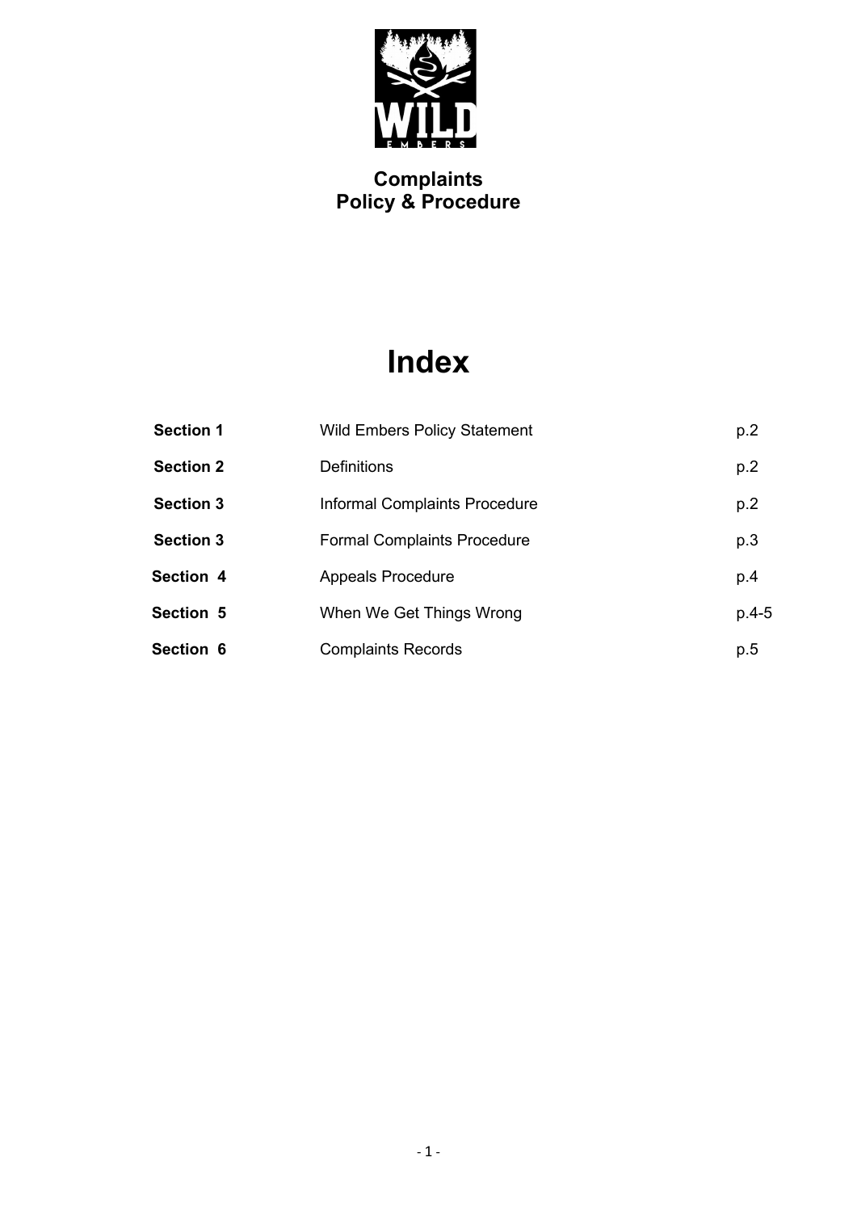# Complaints Policy & Procedure

## Index

| | | |
|---|---|---|
| **Section 1** | Wild Embers Policy Statement | p.2 |
| **Section 2** | Definitions | p.2 |
| **Section 3** | Informal Complaints Procedure | p.2 |
| **Section 3** | Formal Complaints Procedure | p.3 |
| **Section 4** | Appeals Procedure | p.4 |
| **Section 5** | When We Get Things Wrong | p.4-5 |
| **Section 6** | Complaints Records | p.5 |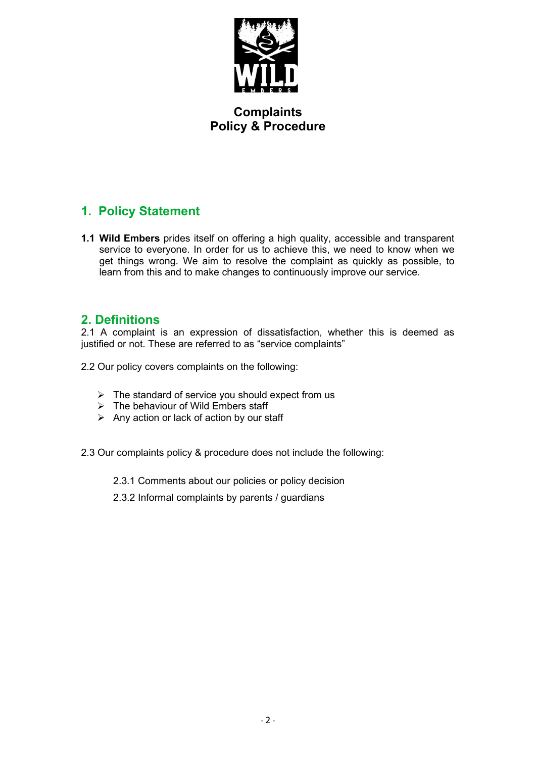# Complaints
# Policy & Procedure

## 1. Policy Statement

**1.1 Wild Embers** prides itself on offering a high quality, accessible and transparent service to everyone. In order for us to achieve this, we need to know when we get things wrong. We aim to resolve the complaint as quickly as possible, to learn from this and to make changes to continuously improve our service.

## 2. Definitions

2.1 A complaint is an expression of dissatisfaction, whether this is deemed as justified or not. These are referred to as "service complaints"

2.2 Our policy covers complaints on the following:

- The standard of service you should expect from us
- The behaviour of Wild Embers staff
- Any action or lack of action by our staff

2.3 Our complaints policy & procedure does not include the following:

2.3.1 Comments about our policies or policy decision

2.3.2 Informal complaints by parents / guardians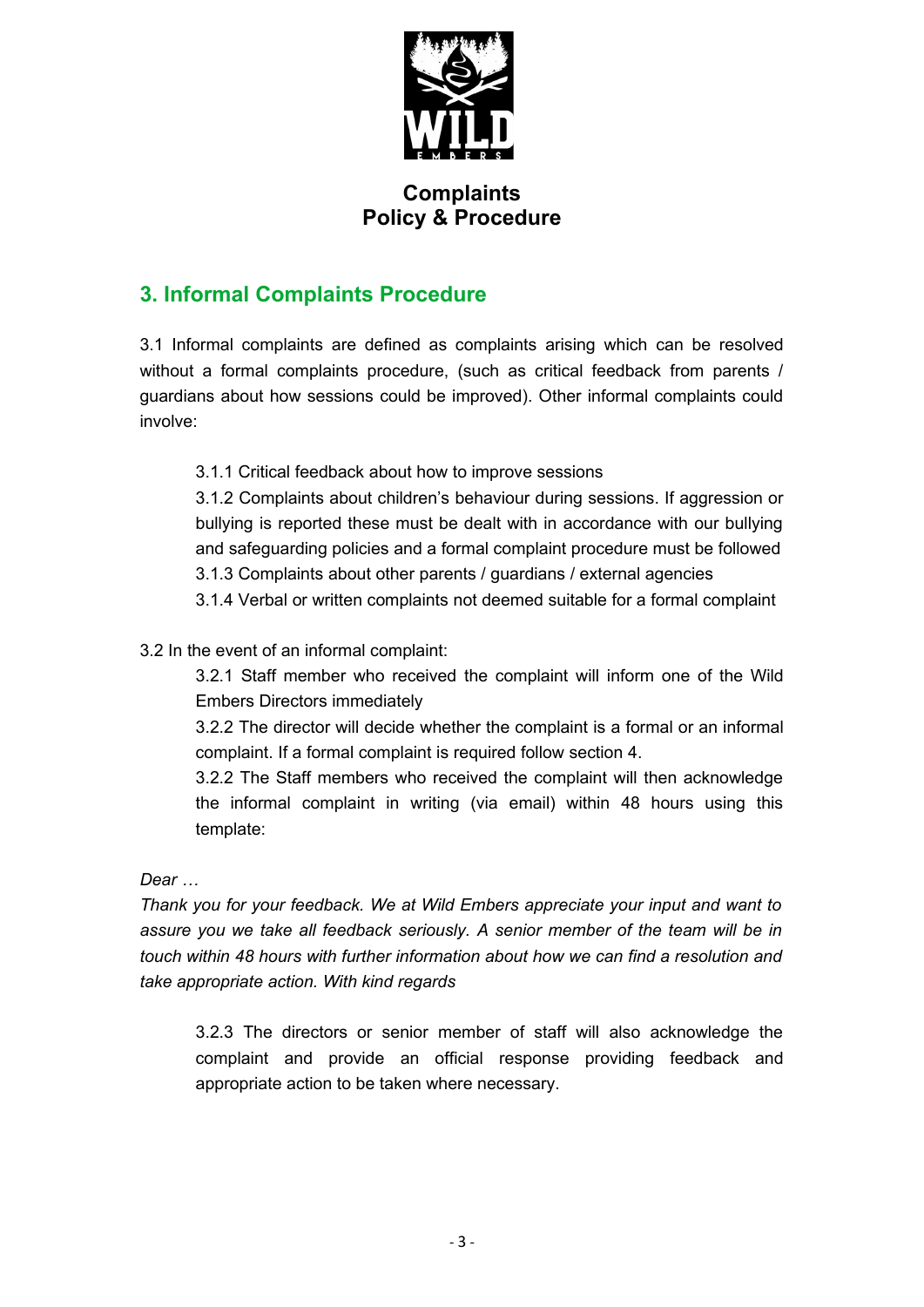**Complaints**
**Policy & Procedure**

## 3. Informal Complaints Procedure

3.1 Informal complaints are defined as complaints arising which can be resolved without a formal complaints procedure, (such as critical feedback from parents / guardians about how sessions could be improved). Other informal complaints could involve:

3.1.1 Critical feedback about how to improve sessions

3.1.2 Complaints about children's behaviour during sessions. If aggression or bullying is reported these must be dealt with in accordance with our bullying and safeguarding policies and a formal complaint procedure must be followed

3.1.3 Complaints about other parents / guardians / external agencies

3.1.4 Verbal or written complaints not deemed suitable for a formal complaint

3.2 In the event of an informal complaint:

3.2.1 Staff member who received the complaint will inform one of the Wild Embers Directors immediately

3.2.2 The director will decide whether the complaint is a formal or an informal complaint. If a formal complaint is required follow section 4.

3.2.2 The Staff members who received the complaint will then acknowledge the informal complaint in writing (via email) within 48 hours using this template:

*Dear …*

*Thank you for your feedback. We at Wild Embers appreciate your input and want to assure you we take all feedback seriously. A senior member of the team will be in touch within 48 hours with further information about how we can find a resolution and take appropriate action. With kind regards*

3.2.3 The directors or senior member of staff will also acknowledge the complaint and provide an official response providing feedback and appropriate action to be taken where necessary.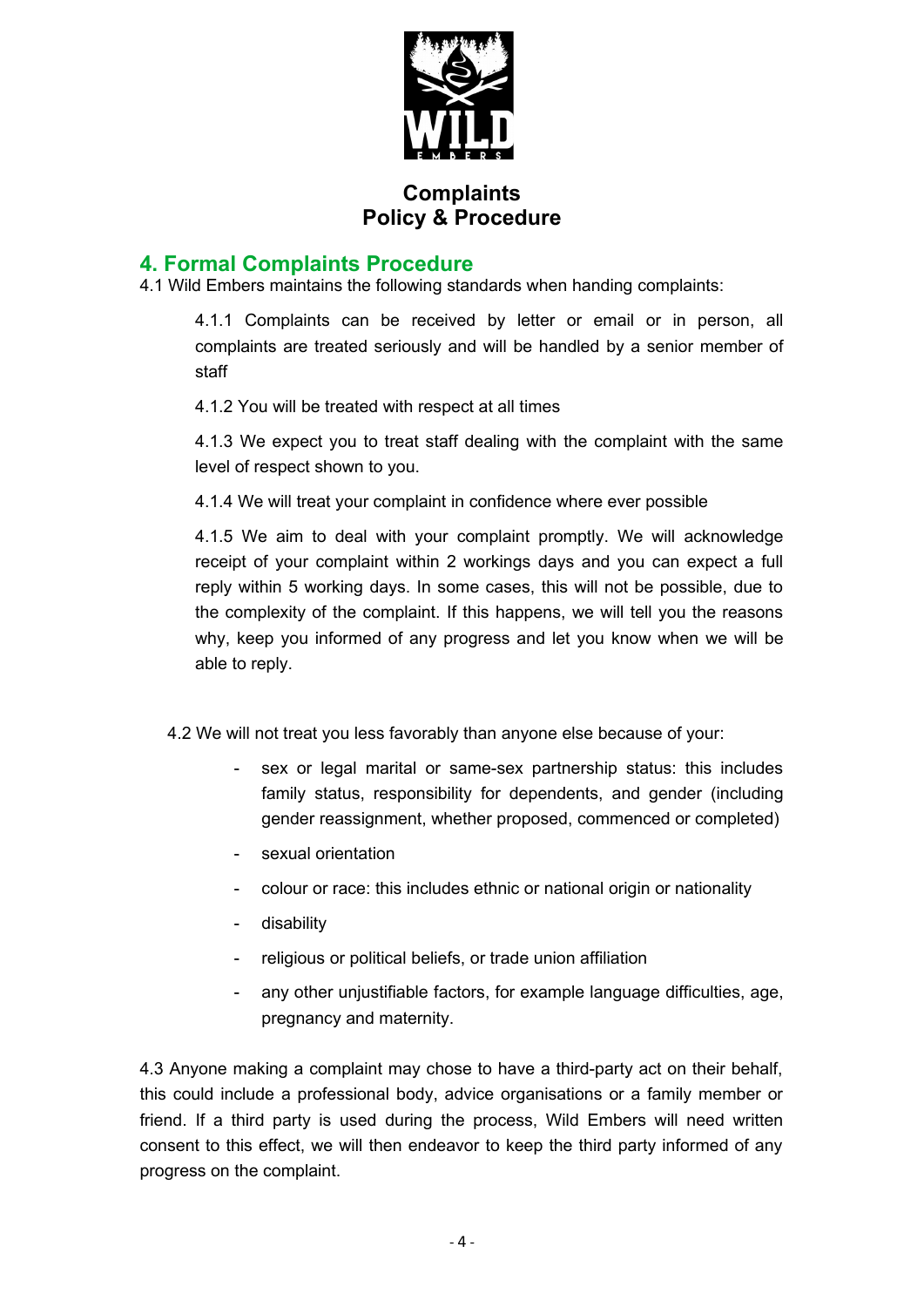# Complaints
# Policy & Procedure

## 4. Formal Complaints Procedure

4.1 Wild Embers maintains the following standards when handing complaints:

4.1.1 Complaints can be received by letter or email or in person, all complaints are treated seriously and will be handled by a senior member of staff

4.1.2 You will be treated with respect at all times

4.1.3 We expect you to treat staff dealing with the complaint with the same level of respect shown to you.

4.1.4 We will treat your complaint in confidence where ever possible

4.1.5 We aim to deal with your complaint promptly. We will acknowledge receipt of your complaint within 2 workings days and you can expect a full reply within 5 working days. In some cases, this will not be possible, due to the complexity of the complaint. If this happens, we will tell you the reasons why, keep you informed of any progress and let you know when we will be able to reply.

4.2 We will not treat you less favorably than anyone else because of your:

- sex or legal marital or same-sex partnership status: this includes family status, responsibility for dependents, and gender (including gender reassignment, whether proposed, commenced or completed)
- sexual orientation
- colour or race: this includes ethnic or national origin or nationality
- disability
- religious or political beliefs, or trade union affiliation
- any other unjustifiable factors, for example language difficulties, age, pregnancy and maternity.

4.3 Anyone making a complaint may chose to have a third-party act on their behalf, this could include a professional body, advice organisations or a family member or friend. If a third party is used during the process, Wild Embers will need written consent to this effect, we will then endeavor to keep the third party informed of any progress on the complaint.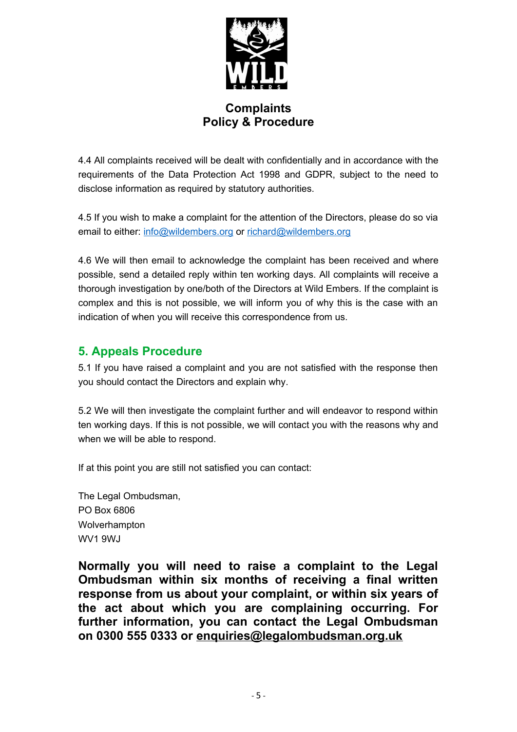**Complaints**
**Policy & Procedure**

4.4 All complaints received will be dealt with confidentially and in accordance with the requirements of the Data Protection Act 1998 and GDPR, subject to the need to disclose information as required by statutory authorities.

4.5 If you wish to make a complaint for the attention of the Directors, please do so via email to either: info@wildembers.org or richard@wildembers.org

4.6 We will then email to acknowledge the complaint has been received and where possible, send a detailed reply within ten working days. All complaints will receive a thorough investigation by one/both of the Directors at Wild Embers. If the complaint is complex and this is not possible, we will inform you of why this is the case with an indication of when you will receive this correspondence from us.

## 5. Appeals Procedure

5.1 If you have raised a complaint and you are not satisfied with the response then you should contact the Directors and explain why.

5.2 We will then investigate the complaint further and will endeavor to respond within ten working days. If this is not possible, we will contact you with the reasons why and when we will be able to respond.

If at this point you are still not satisfied you can contact:

The Legal Ombudsman,
PO Box 6806
Wolverhampton
WV1 9WJ

**Normally you will need to raise a complaint to the Legal Ombudsman within six months of receiving a final written response from us about your complaint, or within six years of the act about which you are complaining occurring. For further information, you can contact the Legal Ombudsman on 0300 555 0333 or enquiries@legalombudsman.org.uk**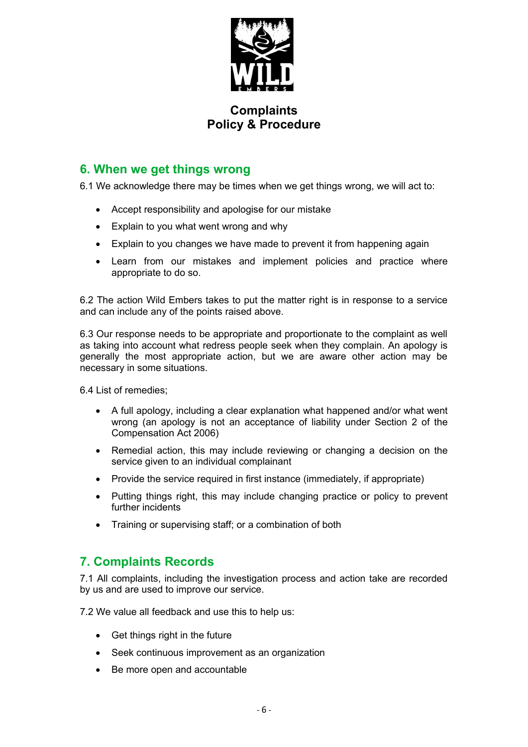**Complaints**
**Policy & Procedure**

## 6. When we get things wrong

6.1 We acknowledge there may be times when we get things wrong, we will act to:

- Accept responsibility and apologise for our mistake
- Explain to you what went wrong and why
- Explain to you changes we have made to prevent it from happening again
- Learn from our mistakes and implement policies and practice where appropriate to do so.

6.2 The action Wild Embers takes to put the matter right is in response to a service and can include any of the points raised above.

6.3 Our response needs to be appropriate and proportionate to the complaint as well as taking into account what redress people seek when they complain. An apology is generally the most appropriate action, but we are aware other action may be necessary in some situations.

6.4 List of remedies;

- A full apology, including a clear explanation what happened and/or what went wrong (an apology is not an acceptance of liability under Section 2 of the Compensation Act 2006)
- Remedial action, this may include reviewing or changing a decision on the service given to an individual complainant
- Provide the service required in first instance (immediately, if appropriate)
- Putting things right, this may include changing practice or policy to prevent further incidents
- Training or supervising staff; or a combination of both

## 7. Complaints Records

7.1 All complaints, including the investigation process and action take are recorded by us and are used to improve our service.

7.2 We value all feedback and use this to help us:

- Get things right in the future
- Seek continuous improvement as an organization
- Be more open and accountable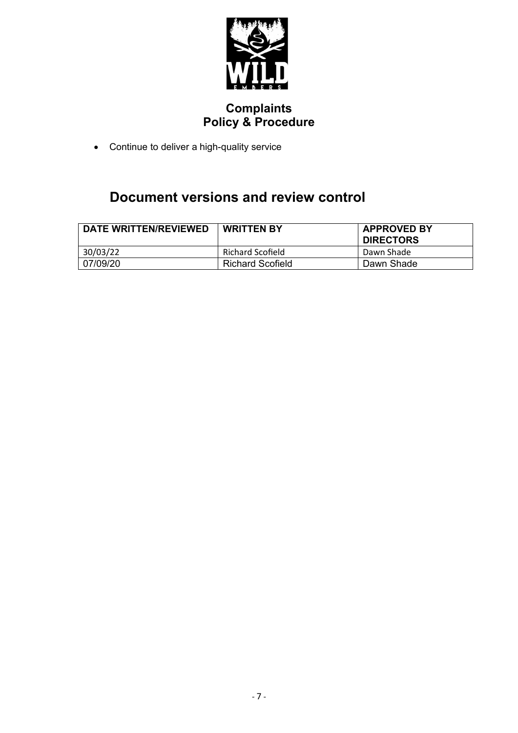# Complaints
# Policy & Procedure

- Continue to deliver a high-quality service

## Document versions and review control

| DATE WRITTEN/REVIEWED | WRITTEN BY | APPROVED BY DIRECTORS |
|---|---|---|
| 30/03/22 | Richard Scofield | Dawn Shade |
| 07/09/20 | Richard Scofield | Dawn Shade |